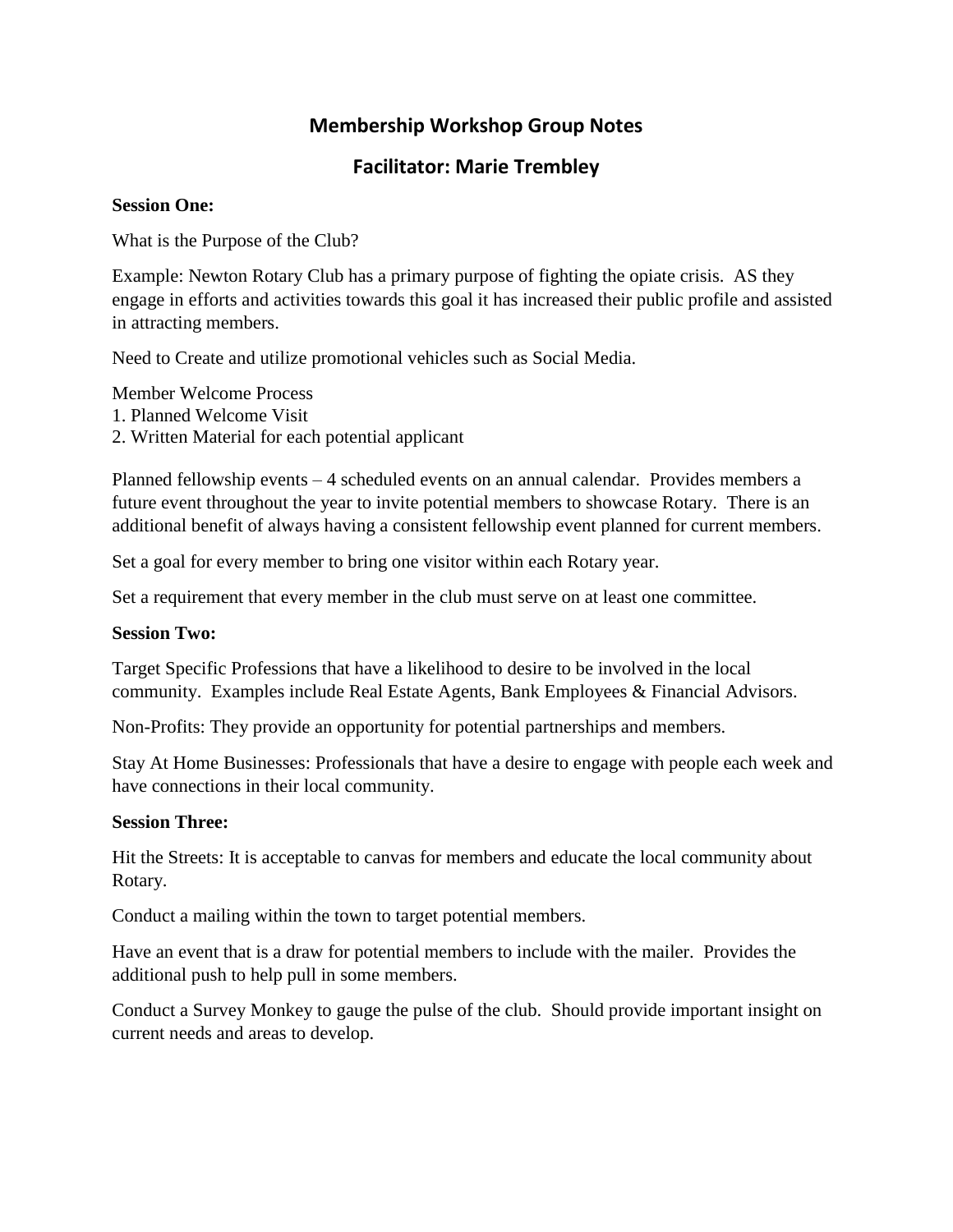# Membership Workshop Group Notes

## Facilitator: Marie Trembley

**Session One:**

What is the Purpose of the Club?

Example: Newton Rotary Club has a primary purpose of fighting the opiate crisis. AS they engage in efforts and activities towards this goal it has increased their public profile and assisted in attracting members.

Need to Create and utilize promotional vehicles such as Social Media.

Member Welcome Process
1. Planned Welcome Visit
2. Written Material for each potential applicant

Planned fellowship events – 4 scheduled events on an annual calendar. Provides members a future event throughout the year to invite potential members to showcase Rotary. There is an additional benefit of always having a consistent fellowship event planned for current members.

Set a goal for every member to bring one visitor within each Rotary year.

Set a requirement that every member in the club must serve on at least one committee.

**Session Two:**

Target Specific Professions that have a likelihood to desire to be involved in the local community. Examples include Real Estate Agents, Bank Employees & Financial Advisors.

Non-Profits: They provide an opportunity for potential partnerships and members.

Stay At Home Businesses: Professionals that have a desire to engage with people each week and have connections in their local community.

**Session Three:**

Hit the Streets: It is acceptable to canvas for members and educate the local community about Rotary.

Conduct a mailing within the town to target potential members.

Have an event that is a draw for potential members to include with the mailer. Provides the additional push to help pull in some members.

Conduct a Survey Monkey to gauge the pulse of the club. Should provide important insight on current needs and areas to develop.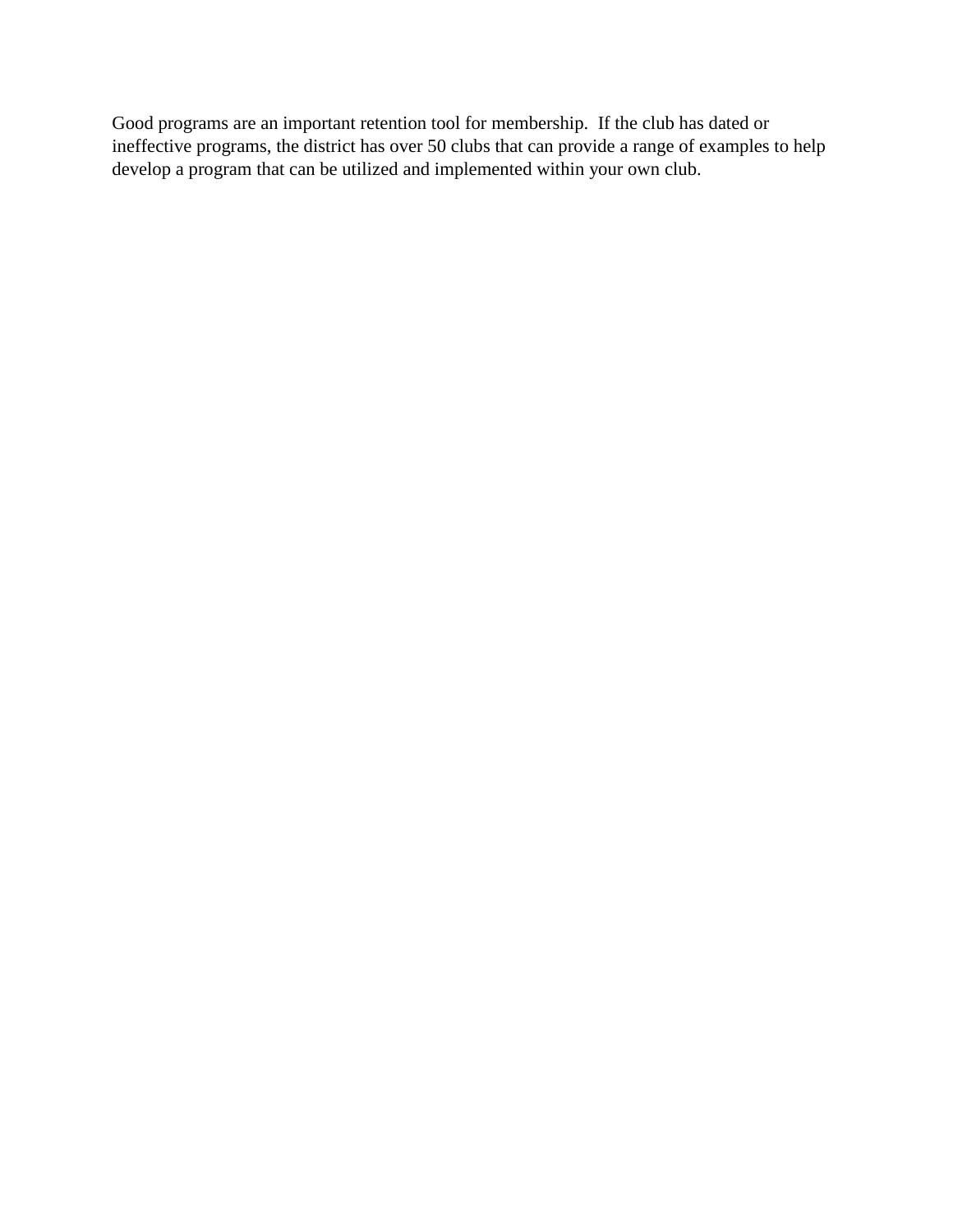Good programs are an important retention tool for membership. If the club has dated or ineffective programs, the district has over 50 clubs that can provide a range of examples to help develop a program that can be utilized and implemented within your own club.